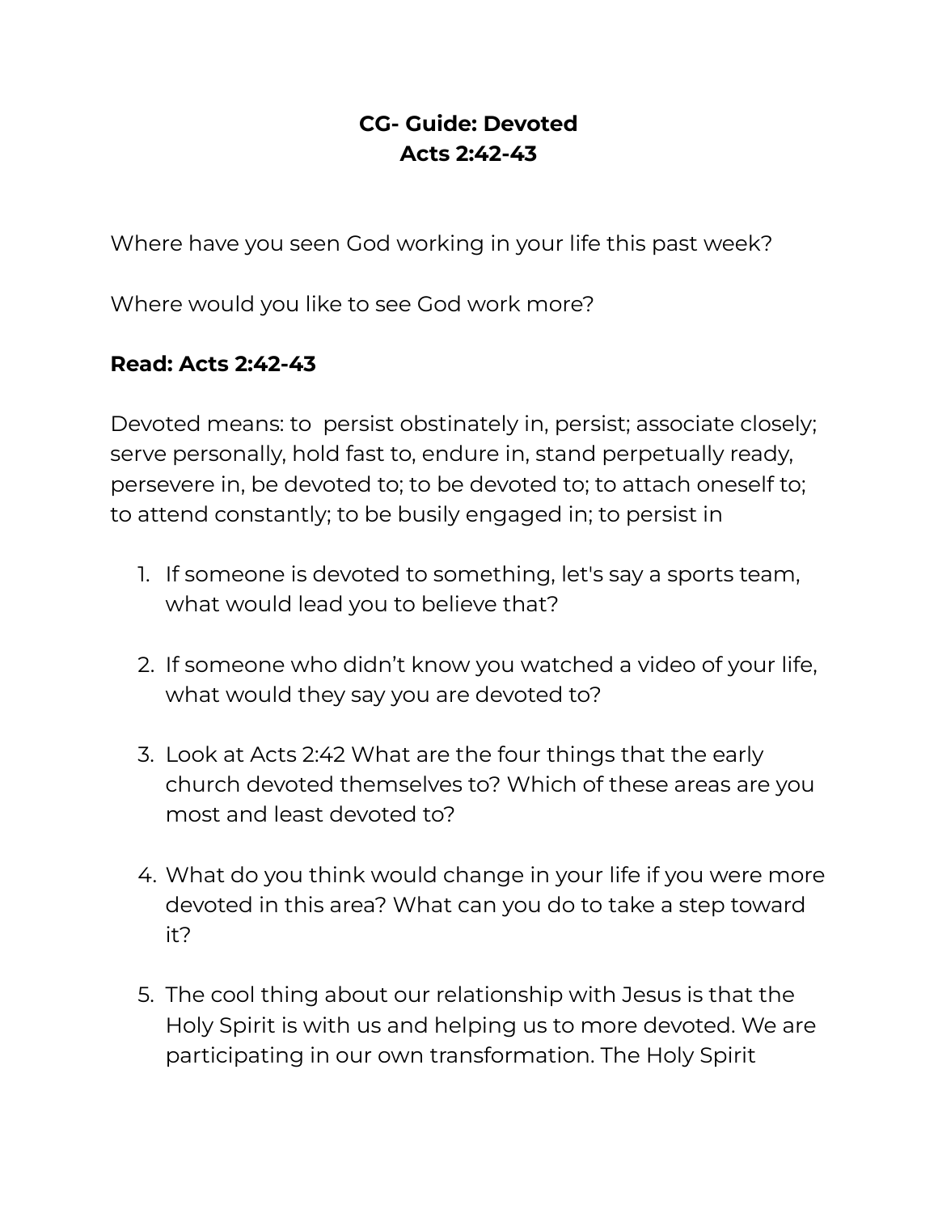**CG- Guide: Devoted**
**Acts 2:42-43**

Where have you seen God working in your life this past week?

Where would you like to see God work more?

**Read: Acts 2:42-43**

Devoted means: to persist obstinately in, persist; associate closely; serve personally, hold fast to, endure in, stand perpetually ready, persevere in, be devoted to; to be devoted to; to attach oneself to; to attend constantly; to be busily engaged in; to persist in

1. If someone is devoted to something, let's say a sports team, what would lead you to believe that?

2. If someone who didn't know you watched a video of your life, what would they say you are devoted to?

3. Look at Acts 2:42 What are the four things that the early church devoted themselves to? Which of these areas are you most and least devoted to?

4. What do you think would change in your life if you were more devoted in this area? What can you do to take a step toward it?

5. The cool thing about our relationship with Jesus is that the Holy Spirit is with us and helping us to more devoted. We are participating in our own transformation. The Holy Spirit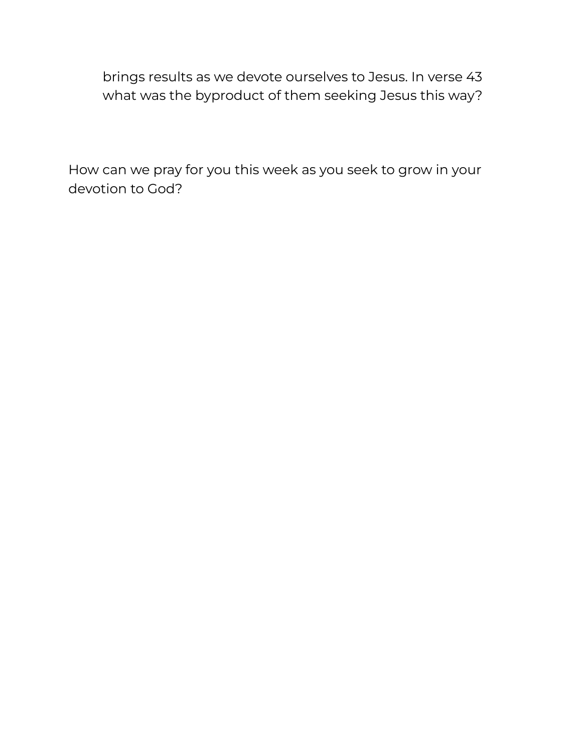brings results as we devote ourselves to Jesus. In verse 43 what was the byproduct of them seeking Jesus this way?

How can we pray for you this week as you seek to grow in your devotion to God?